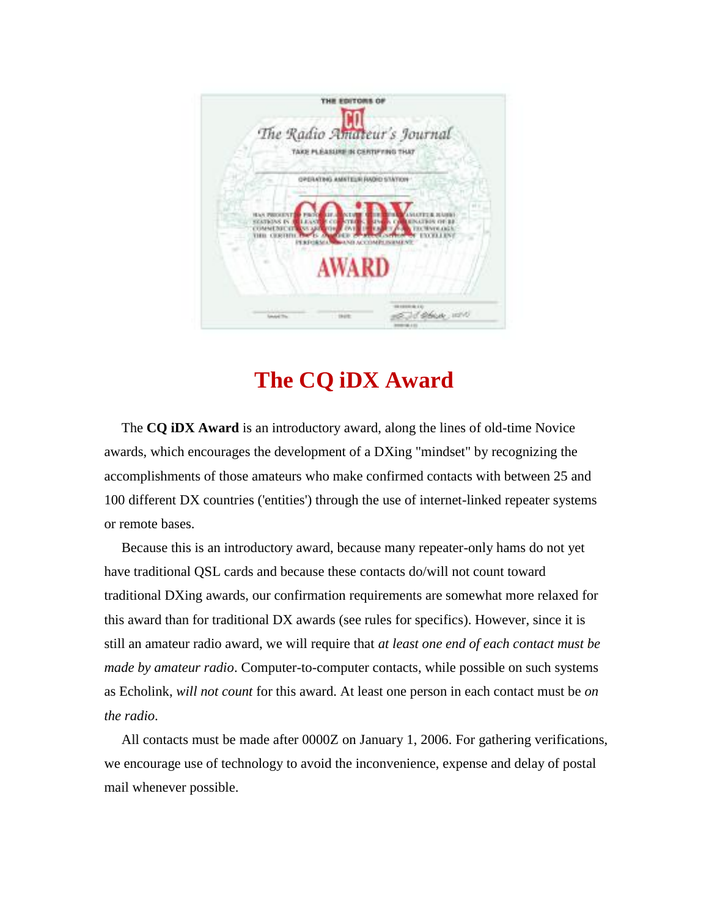# The CQ iDX Award

The **CQ iDX Award** is an introductory award, along the lines of old-time Novice awards, which encourages the development of a DXing "mindset" by recognizing the accomplishments of those amateurs who make confirmed contacts with between 25 and 100 different DX countries ('entities') through the use of internet-linked repeater systems or remote bases.

Because this is an introductory award, because many repeater-only hams do not yet have traditional QSL cards and because these contacts do/will not count toward traditional DXing awards, our confirmation requirements are somewhat more relaxed for this award than for traditional DX awards (see rules for specifics). However, since it is still an amateur radio award, we will require that *at least one end of each contact must be made by amateur radio*. Computer-to-computer contacts, while possible on such systems as Echolink, *will not count* for this award. At least one person in each contact must be *on the radio*.

All contacts must be made after 0000Z on January 1, 2006. For gathering verifications, we encourage use of technology to avoid the inconvenience, expense and delay of postal mail whenever possible.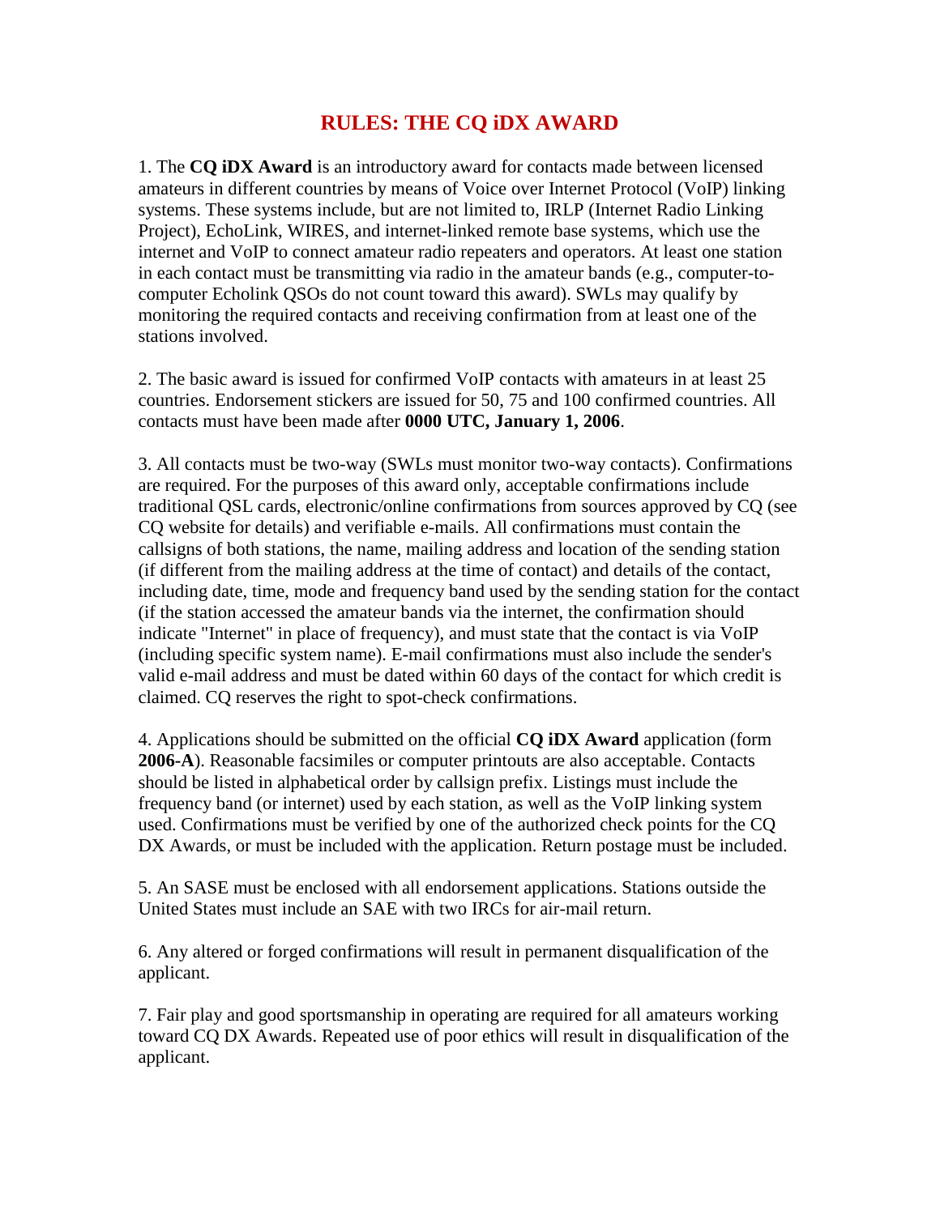# RULES: THE CQ iDX AWARD

1. The **CQ iDX Award** is an introductory award for contacts made between licensed amateurs in different countries by means of Voice over Internet Protocol (VoIP) linking systems. These systems include, but are not limited to, IRLP (Internet Radio Linking Project), EchoLink, WIRES, and internet-linked remote base systems, which use the internet and VoIP to connect amateur radio repeaters and operators. At least one station in each contact must be transmitting via radio in the amateur bands (e.g., computer-to-computer Echolink QSOs do not count toward this award). SWLs may qualify by monitoring the required contacts and receiving confirmation from at least one of the stations involved.

2. The basic award is issued for confirmed VoIP contacts with amateurs in at least 25 countries. Endorsement stickers are issued for 50, 75 and 100 confirmed countries. All contacts must have been made after **0000 UTC, January 1, 2006**.

3. All contacts must be two-way (SWLs must monitor two-way contacts). Confirmations are required. For the purposes of this award only, acceptable confirmations include traditional QSL cards, electronic/online confirmations from sources approved by CQ (see CQ website for details) and verifiable e-mails. All confirmations must contain the callsigns of both stations, the name, mailing address and location of the sending station (if different from the mailing address at the time of contact) and details of the contact, including date, time, mode and frequency band used by the sending station for the contact (if the station accessed the amateur bands via the internet, the confirmation should indicate "Internet" in place of frequency), and must state that the contact is via VoIP (including specific system name). E-mail confirmations must also include the sender's valid e-mail address and must be dated within 60 days of the contact for which credit is claimed. CQ reserves the right to spot-check confirmations.

4. Applications should be submitted on the official **CQ iDX Award** application (form **2006-A**). Reasonable facsimiles or computer printouts are also acceptable. Contacts should be listed in alphabetical order by callsign prefix. Listings must include the frequency band (or internet) used by each station, as well as the VoIP linking system used. Confirmations must be verified by one of the authorized check points for the CQ DX Awards, or must be included with the application. Return postage must be included.

5. An SASE must be enclosed with all endorsement applications. Stations outside the United States must include an SAE with two IRCs for air-mail return.

6. Any altered or forged confirmations will result in permanent disqualification of the applicant.

7. Fair play and good sportsmanship in operating are required for all amateurs working toward CQ DX Awards. Repeated use of poor ethics will result in disqualification of the applicant.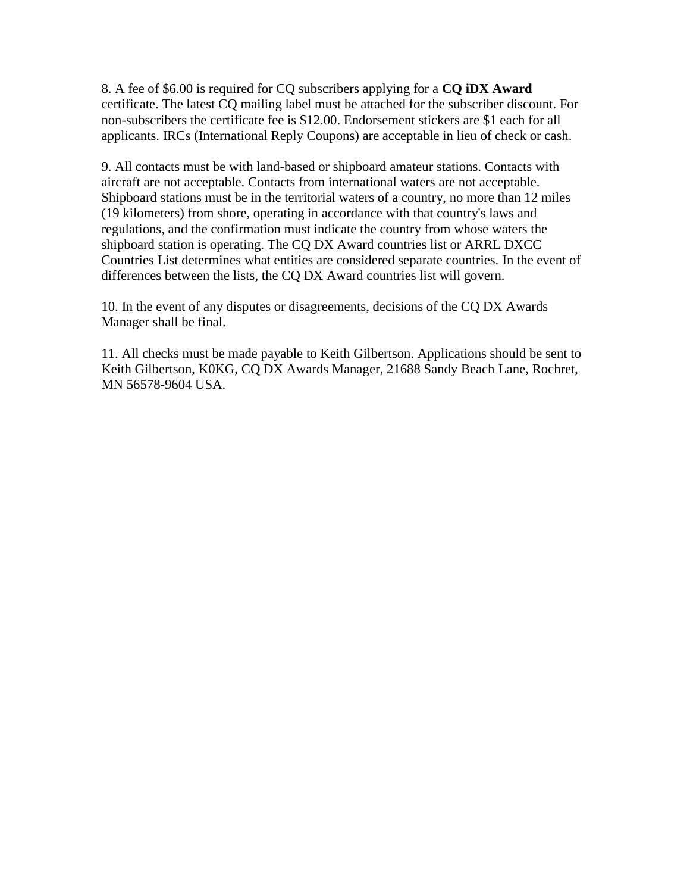8. A fee of $6.00 is required for CQ subscribers applying for a **CQ iDX Award** certificate. The latest CQ mailing label must be attached for the subscriber discount. For non-subscribers the certificate fee is $12.00. Endorsement stickers are $1 each for all applicants. IRCs (International Reply Coupons) are acceptable in lieu of check or cash.

9. All contacts must be with land-based or shipboard amateur stations. Contacts with aircraft are not acceptable. Contacts from international waters are not acceptable. Shipboard stations must be in the territorial waters of a country, no more than 12 miles (19 kilometers) from shore, operating in accordance with that country's laws and regulations, and the confirmation must indicate the country from whose waters the shipboard station is operating. The CQ DX Award countries list or ARRL DXCC Countries List determines what entities are considered separate countries. In the event of differences between the lists, the CQ DX Award countries list will govern.

10. In the event of any disputes or disagreements, decisions of the CQ DX Awards Manager shall be final.

11. All checks must be made payable to Keith Gilbertson. Applications should be sent to Keith Gilbertson, K0KG, CQ DX Awards Manager, 21688 Sandy Beach Lane, Rochret, MN 56578-9604 USA.